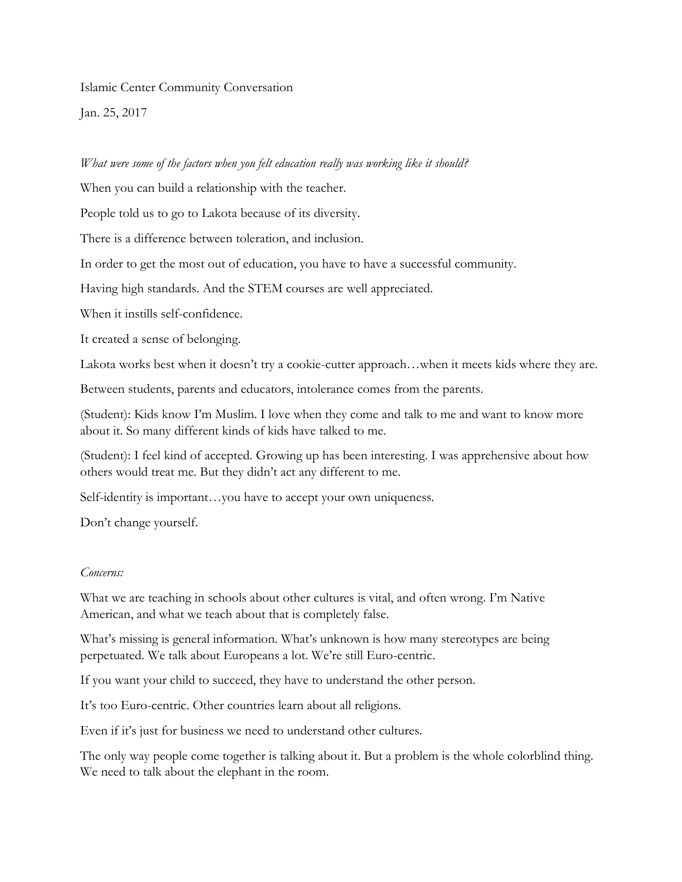Islamic Center Community Conversation

Jan. 25, 2017

*What were some of the factors when you felt education really was working like it should?*

When you can build a relationship with the teacher.

People told us to go to Lakota because of its diversity.

There is a difference between toleration, and inclusion.

In order to get the most out of education, you have to have a successful community.

Having high standards. And the STEM courses are well appreciated.

When it instills self-confidence.

It created a sense of belonging.

Lakota works best when it doesn't try a cookie-cutter approach…when it meets kids where they are.

Between students, parents and educators, intolerance comes from the parents.

(Student): Kids know I'm Muslim. I love when they come and talk to me and want to know more about it. So many different kinds of kids have talked to me.

(Student): I feel kind of accepted. Growing up has been interesting. I was apprehensive about how others would treat me. But they didn't act any different to me.

Self-identity is important…you have to accept your own uniqueness.

Don't change yourself.

*Concerns:*

What we are teaching in schools about other cultures is vital, and often wrong. I'm Native American, and what we teach about that is completely false.

What's missing is general information. What's unknown is how many stereotypes are being perpetuated. We talk about Europeans a lot. We're still Euro-centric.

If you want your child to succeed, they have to understand the other person.

It's too Euro-centric. Other countries learn about all religions.

Even if it's just for business we need to understand other cultures.

The only way people come together is talking about it. But a problem is the whole colorblind thing. We need to talk about the elephant in the room.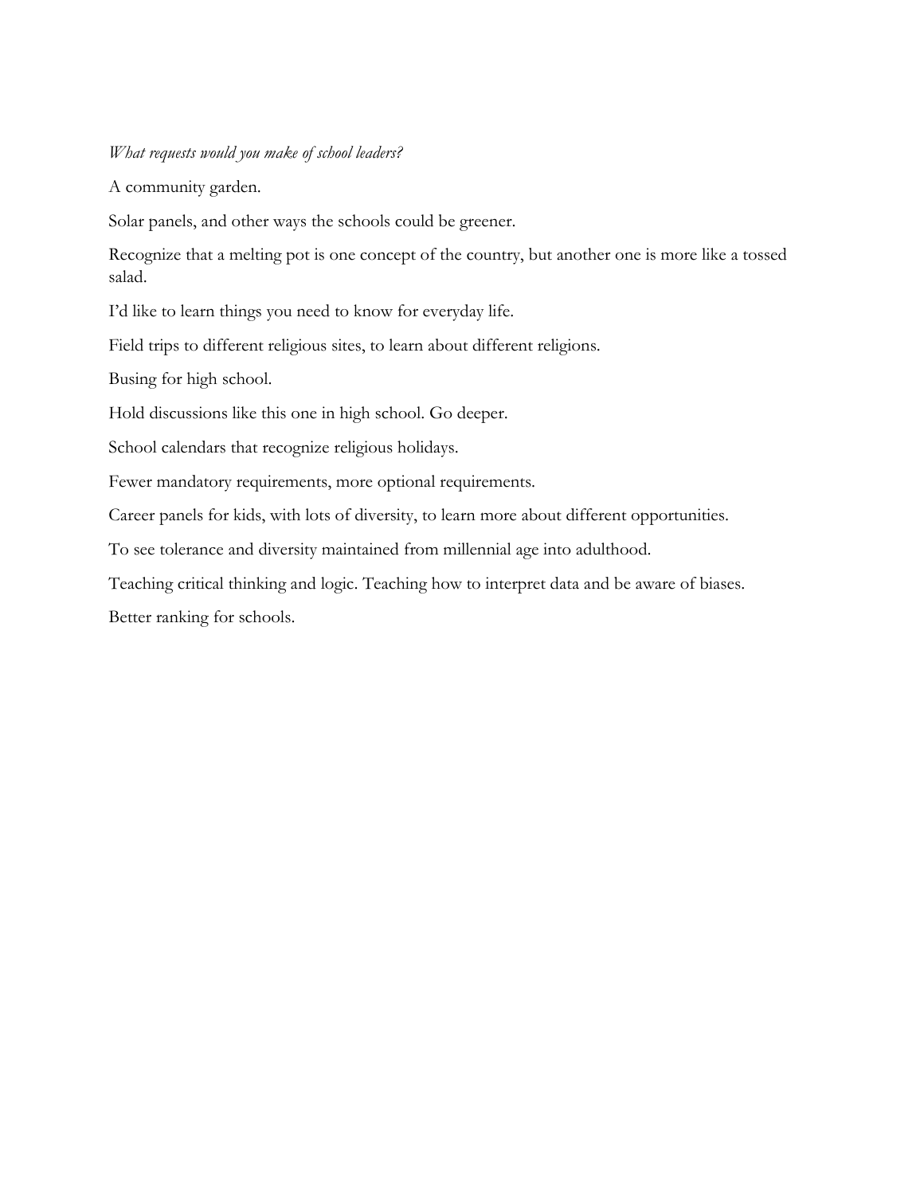*What requests would you make of school leaders?*

A community garden.

Solar panels, and other ways the schools could be greener.

Recognize that a melting pot is one concept of the country, but another one is more like a tossed salad.

I'd like to learn things you need to know for everyday life.

Field trips to different religious sites, to learn about different religions.

Busing for high school.

Hold discussions like this one in high school. Go deeper.

School calendars that recognize religious holidays.

Fewer mandatory requirements, more optional requirements.

Career panels for kids, with lots of diversity, to learn more about different opportunities.

To see tolerance and diversity maintained from millennial age into adulthood.

Teaching critical thinking and logic. Teaching how to interpret data and be aware of biases.

Better ranking for schools.